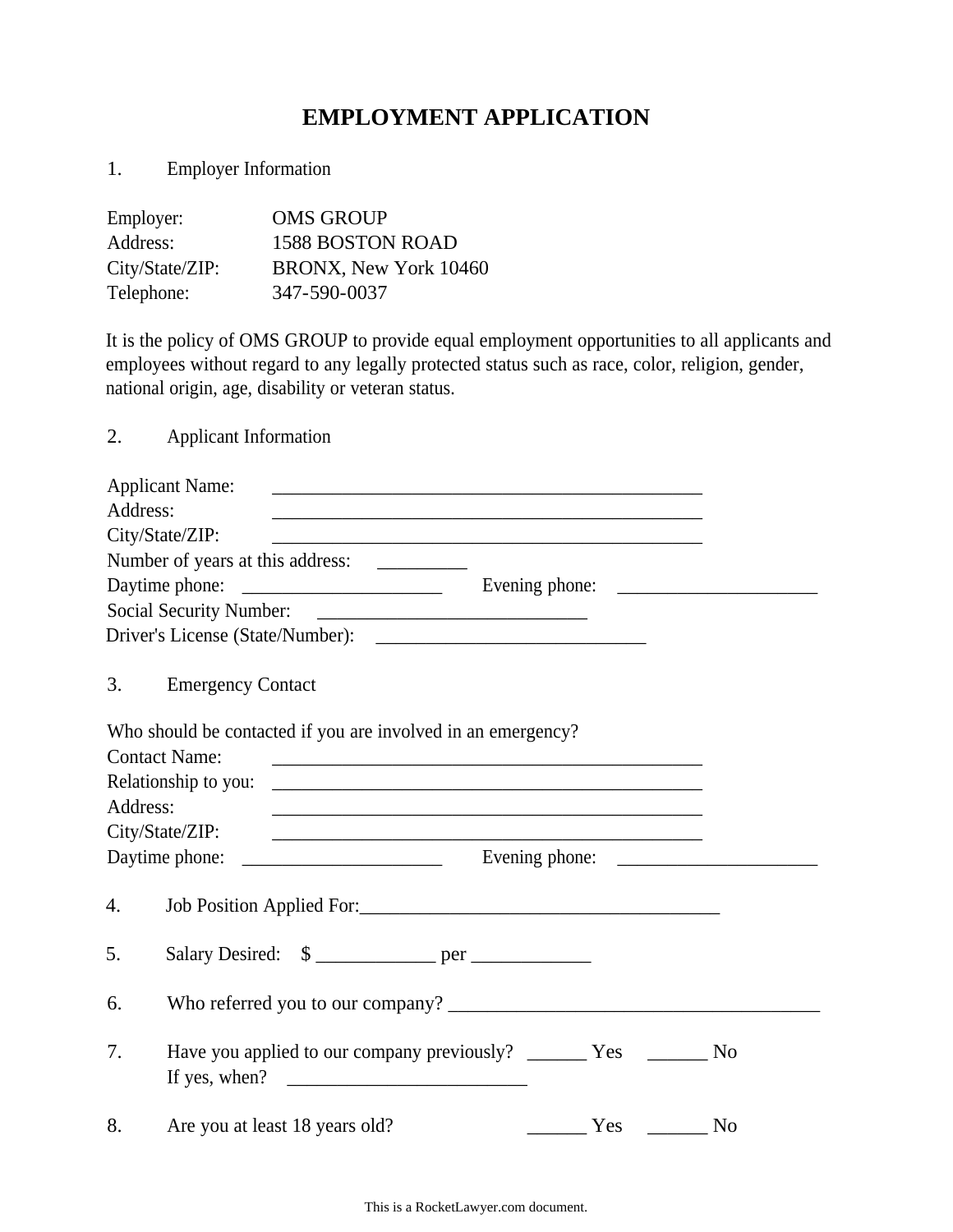# EMPLOYMENT APPLICATION

1. Employer Information

Employer: OMS GROUP
Address: 1588 BOSTON ROAD
City/State/ZIP: BRONX, New York 10460
Telephone: 347-590-0037

It is the policy of OMS GROUP to provide equal employment opportunities to all applicants and employees without regard to any legally protected status such as race, color, religion, gender, national origin, age, disability or veteran status.

2. Applicant Information

Applicant Name: _______________________________________________
Address: _______________________________________________
City/State/ZIP: _______________________________________________
Number of years at this address: _________
Daytime phone: _____________________ Evening phone: _____________________
Social Security Number: ____________________________
Driver's License (State/Number): ____________________________

3. Emergency Contact

Who should be contacted if you are involved in an emergency?
Contact Name: _______________________________________________
Relationship to you: _______________________________________________
Address: _______________________________________________
City/State/ZIP: _______________________________________________
Daytime phone: _____________________ Evening phone: _____________________

4. Job Position Applied For:_____________________________________

5. Salary Desired: $ ____________ per ____________

6. Who referred you to our company? _____________________________________

7. Have you applied to our company previously? ______ Yes ______ No
   If yes, when? _________________________

8. Are you at least 18 years old? ______ Yes ______ No

This is a RocketLawyer.com document.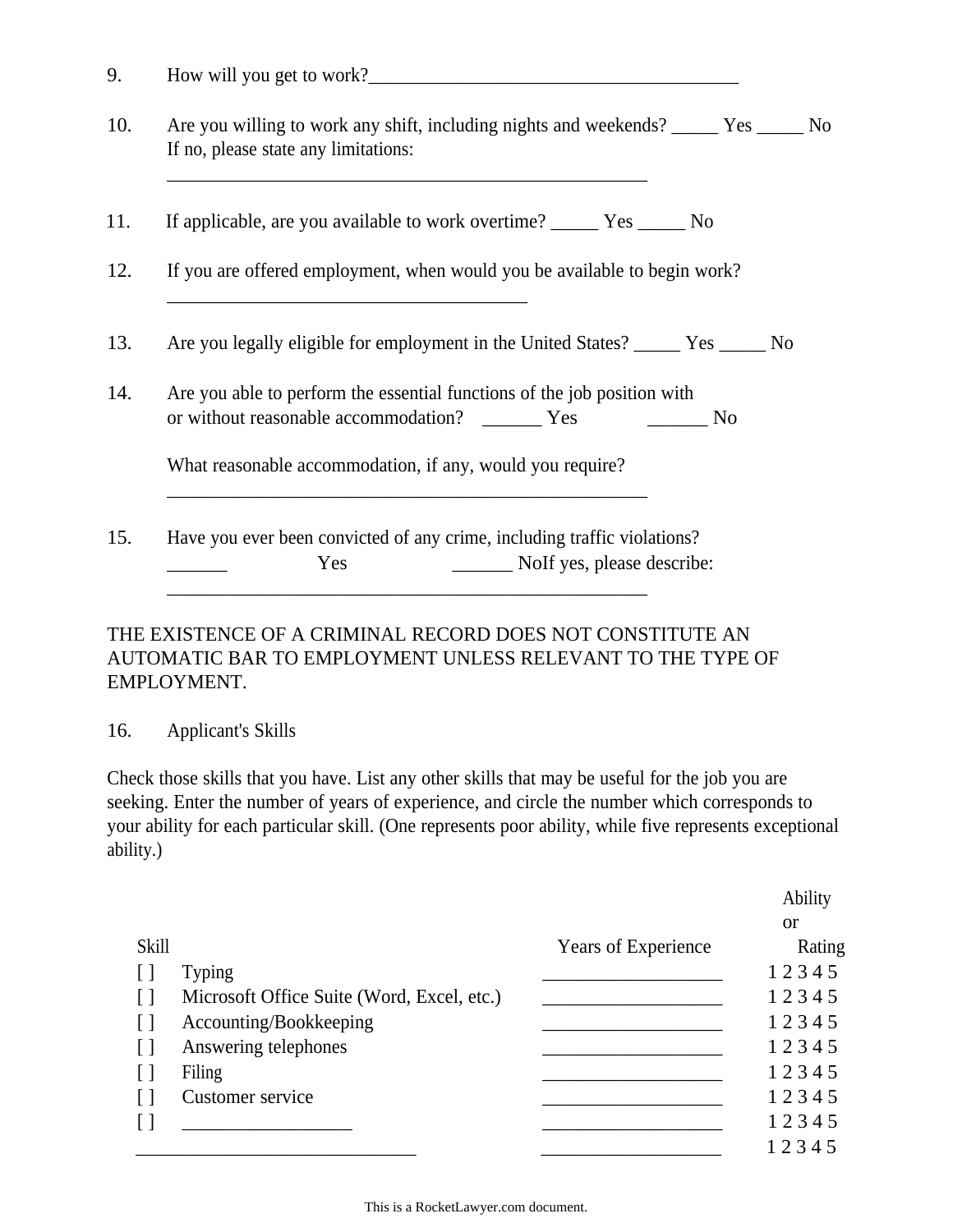9. How will you get to work?________________________________________

10. Are you willing to work any shift, including nights and weekends? _____ Yes _____ No
    If no, please state any limitations:
    _____________________________________________________

11. If applicable, are you available to work overtime? _____ Yes _____ No

12. If you are offered employment, when would you be available to begin work?
    ________________________________________

13. Are you legally eligible for employment in the United States? _____ Yes _____ No

14. Are you able to perform the essential functions of the job position with or without reasonable accommodation? ______ Yes ______ No

    What reasonable accommodation, if any, would you require?
    _____________________________________________________

15. Have you ever been convicted of any crime, including traffic violations?
    ______ Yes ______ NoIf yes, please describe:
    _____________________________________________________

THE EXISTENCE OF A CRIMINAL RECORD DOES NOT CONSTITUTE AN AUTOMATIC BAR TO EMPLOYMENT UNLESS RELEVANT TO THE TYPE OF EMPLOYMENT.

16. Applicant's Skills

Check those skills that you have. List any other skills that may be useful for the job you are seeking. Enter the number of years of experience, and circle the number which corresponds to your ability for each particular skill. (One represents poor ability, while five represents exceptional ability.)

| Skill | Years of Experience | Ability or Rating |
|---|---|---|
| [ ] Typing | ____________________ | 1 2 3 4 5 |
| [ ] Microsoft Office Suite (Word, Excel, etc.) | ____________________ | 1 2 3 4 5 |
| [ ] Accounting/Bookkeeping | ____________________ | 1 2 3 4 5 |
| [ ] Answering telephones | ____________________ | 1 2 3 4 5 |
| [ ] Filing | ____________________ | 1 2 3 4 5 |
| [ ] Customer service | ____________________ | 1 2 3 4 5 |
| [ ] __________________ | ____________________ | 1 2 3 4 5 |
| ______________________________ | ____________________ | 1 2 3 4 5 |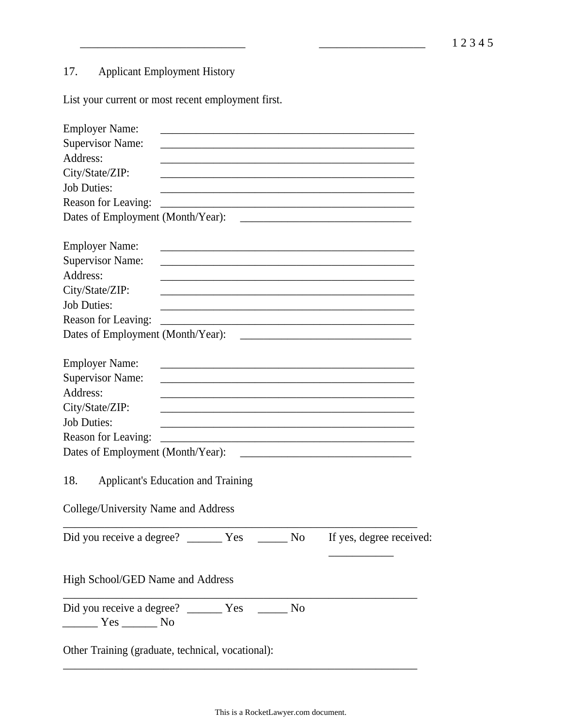17. Applicant Employment History

List your current or most recent employment first.

Employer Name: _______________________________________________
Supervisor Name: _______________________________________________
Address: _______________________________________________
City/State/ZIP: _______________________________________________
Job Duties: _______________________________________________
Reason for Leaving: _______________________________________________
Dates of Employment (Month/Year): ________________________________

Employer Name: _______________________________________________
Supervisor Name: _______________________________________________
Address: _______________________________________________
City/State/ZIP: _______________________________________________
Job Duties: _______________________________________________
Reason for Leaving: _______________________________________________
Dates of Employment (Month/Year): ________________________________

Employer Name: _______________________________________________
Supervisor Name: _______________________________________________
Address: _______________________________________________
City/State/ZIP: _______________________________________________
Job Duties: _______________________________________________
Reason for Leaving: _______________________________________________
Dates of Employment (Month/Year): ________________________________

18. Applicant's Education and Training

College/University Name and Address

_________________________________________________________________

Did you receive a degree? ______ Yes _____ No If yes, degree received: ___________

High School/GED Name and Address

_________________________________________________________________

Did you receive a degree? ______ Yes _____ No
______ Yes ______ No

Other Training (graduate, technical, vocational):

_________________________________________________________________

This is a RocketLawyer.com document.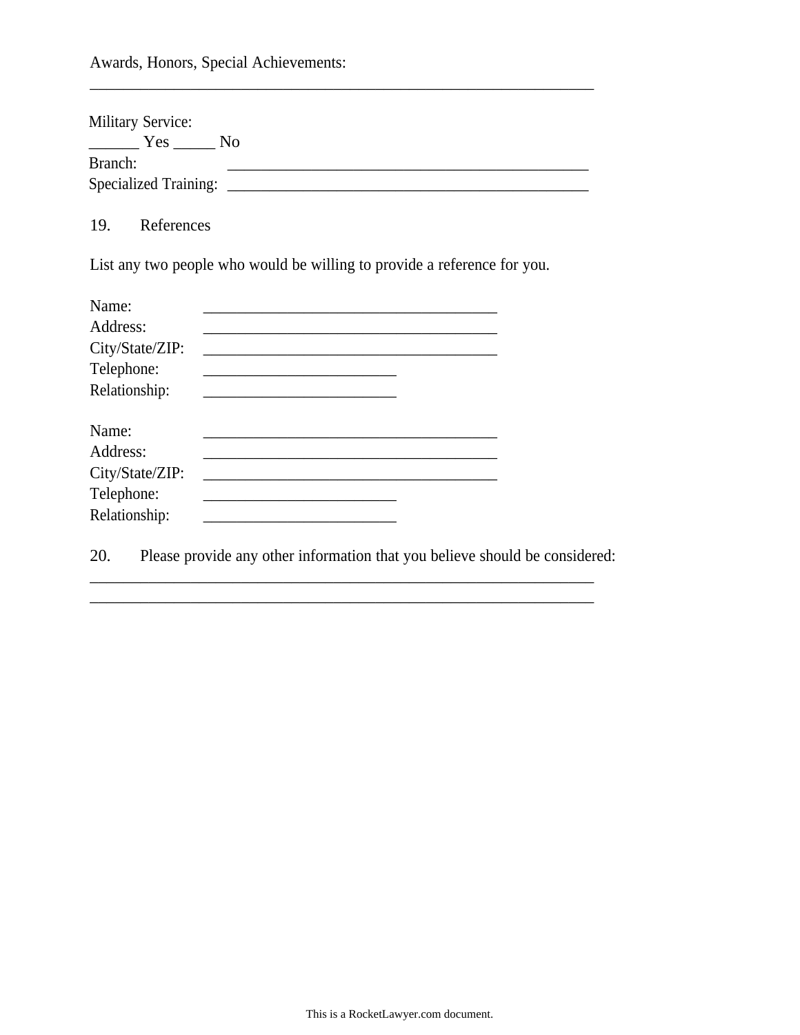Awards, Honors, Special Achievements:
_________________________________________________________________

Military Service:
______ Yes _____ No
Branch: ______________________________________________
Specialized Training: ______________________________________________

19. References

List any two people who would be willing to provide a reference for you.

Name: _____________________________________
Address: _____________________________________
City/State/ZIP: _____________________________________
Telephone: ________________________
Relationship: ________________________

Name: _____________________________________
Address: _____________________________________
City/State/ZIP: _____________________________________
Telephone: ________________________
Relationship: ________________________

20. Please provide any other information that you believe should be considered:
_________________________________________________________________
_________________________________________________________________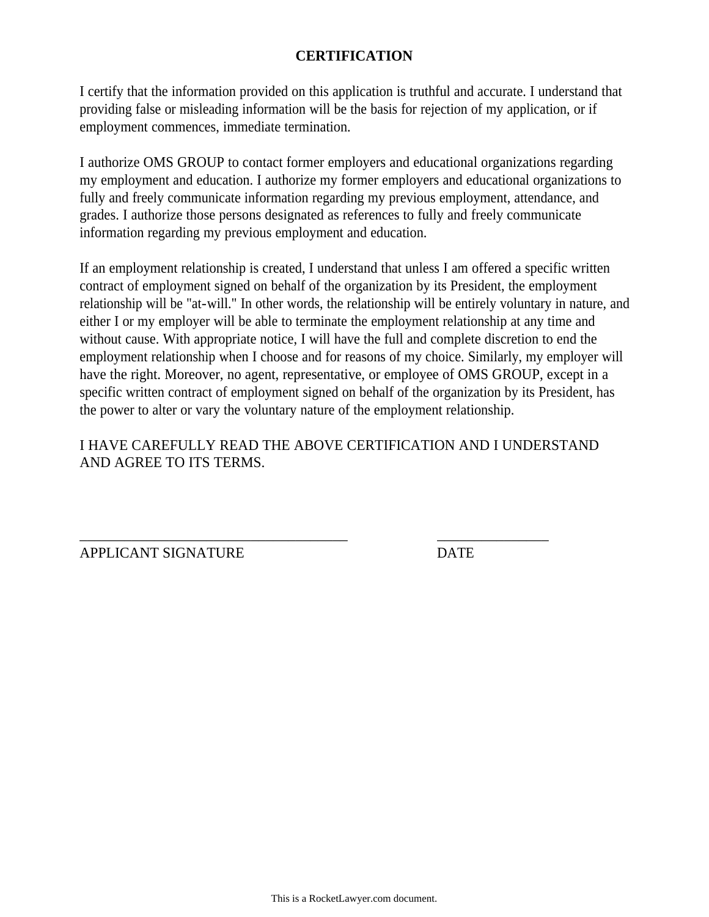## CERTIFICATION

I certify that the information provided on this application is truthful and accurate. I understand that providing false or misleading information will be the basis for rejection of my application, or if employment commences, immediate termination.

I authorize OMS GROUP to contact former employers and educational organizations regarding my employment and education. I authorize my former employers and educational organizations to fully and freely communicate information regarding my previous employment, attendance, and grades. I authorize those persons designated as references to fully and freely communicate information regarding my previous employment and education.

If an employment relationship is created, I understand that unless I am offered a specific written contract of employment signed on behalf of the organization by its President, the employment relationship will be "at-will." In other words, the relationship will be entirely voluntary in nature, and either I or my employer will be able to terminate the employment relationship at any time and without cause. With appropriate notice, I will have the full and complete discretion to end the employment relationship when I choose and for reasons of my choice. Similarly, my employer will have the right. Moreover, no agent, representative, or employee of OMS GROUP, except in a specific written contract of employment signed on behalf of the organization by its President, has the power to alter or vary the voluntary nature of the employment relationship.

I HAVE CAREFULLY READ THE ABOVE CERTIFICATION AND I UNDERSTAND AND AGREE TO ITS TERMS.

\_\_\_\_\_\_\_\_\_\_\_\_\_\_\_\_\_\_\_\_\_\_\_\_\_\_\_\_\_\_\_\_\_\_\_\_\_\_ \_\_\_\_\_\_\_\_\_\_\_\_\_\_\_\_

APPLICANT SIGNATURE DATE

This is a RocketLawyer.com document.